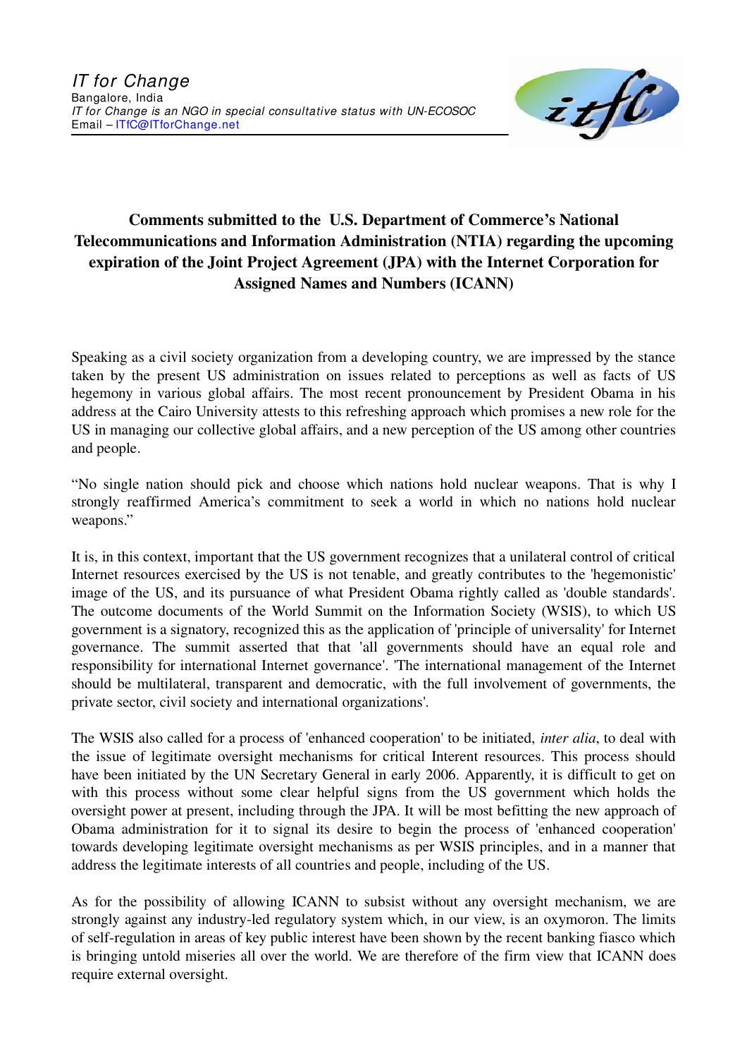*IT for Change*
Bangalore, India
*IT for Change is an NGO in special consultative status with UN-ECOSOC*
Email – ITfC@ITforChange.net

# Comments submitted to the U.S. Department of Commerce's National Telecommunications and Information Administration (NTIA) regarding the upcoming expiration of the Joint Project Agreement (JPA) with the Internet Corporation for Assigned Names and Numbers (ICANN)

Speaking as a civil society organization from a developing country, we are impressed by the stance taken by the present US administration on issues related to perceptions as well as facts of US hegemony in various global affairs. The most recent pronouncement by President Obama in his address at the Cairo University attests to this refreshing approach which promises a new role for the US in managing our collective global affairs, and a new perception of the US among other countries and people.

"No single nation should pick and choose which nations hold nuclear weapons. That is why I strongly reaffirmed America's commitment to seek a world in which no nations hold nuclear weapons."

It is, in this context, important that the US government recognizes that a unilateral control of critical Internet resources exercised by the US is not tenable, and greatly contributes to the 'hegemonistic' image of the US, and its pursuance of what President Obama rightly called as 'double standards'. The outcome documents of the World Summit on the Information Society (WSIS), to which US government is a signatory, recognized this as the application of 'principle of universality' for Internet governance. The summit asserted that that 'all governments should have an equal role and responsibility for international Internet governance'. 'The international management of the Internet should be multilateral, transparent and democratic, with the full involvement of governments, the private sector, civil society and international organizations'.

The WSIS also called for a process of 'enhanced cooperation' to be initiated, *inter alia*, to deal with the issue of legitimate oversight mechanisms for critical Interent resources. This process should have been initiated by the UN Secretary General in early 2006. Apparently, it is difficult to get on with this process without some clear helpful signs from the US government which holds the oversight power at present, including through the JPA. It will be most befitting the new approach of Obama administration for it to signal its desire to begin the process of 'enhanced cooperation' towards developing legitimate oversight mechanisms as per WSIS principles, and in a manner that address the legitimate interests of all countries and people, including of the US.

As for the possibility of allowing ICANN to subsist without any oversight mechanism, we are strongly against any industry-led regulatory system which, in our view, is an oxymoron. The limits of self-regulation in areas of key public interest have been shown by the recent banking fiasco which is bringing untold miseries all over the world. We are therefore of the firm view that ICANN does require external oversight.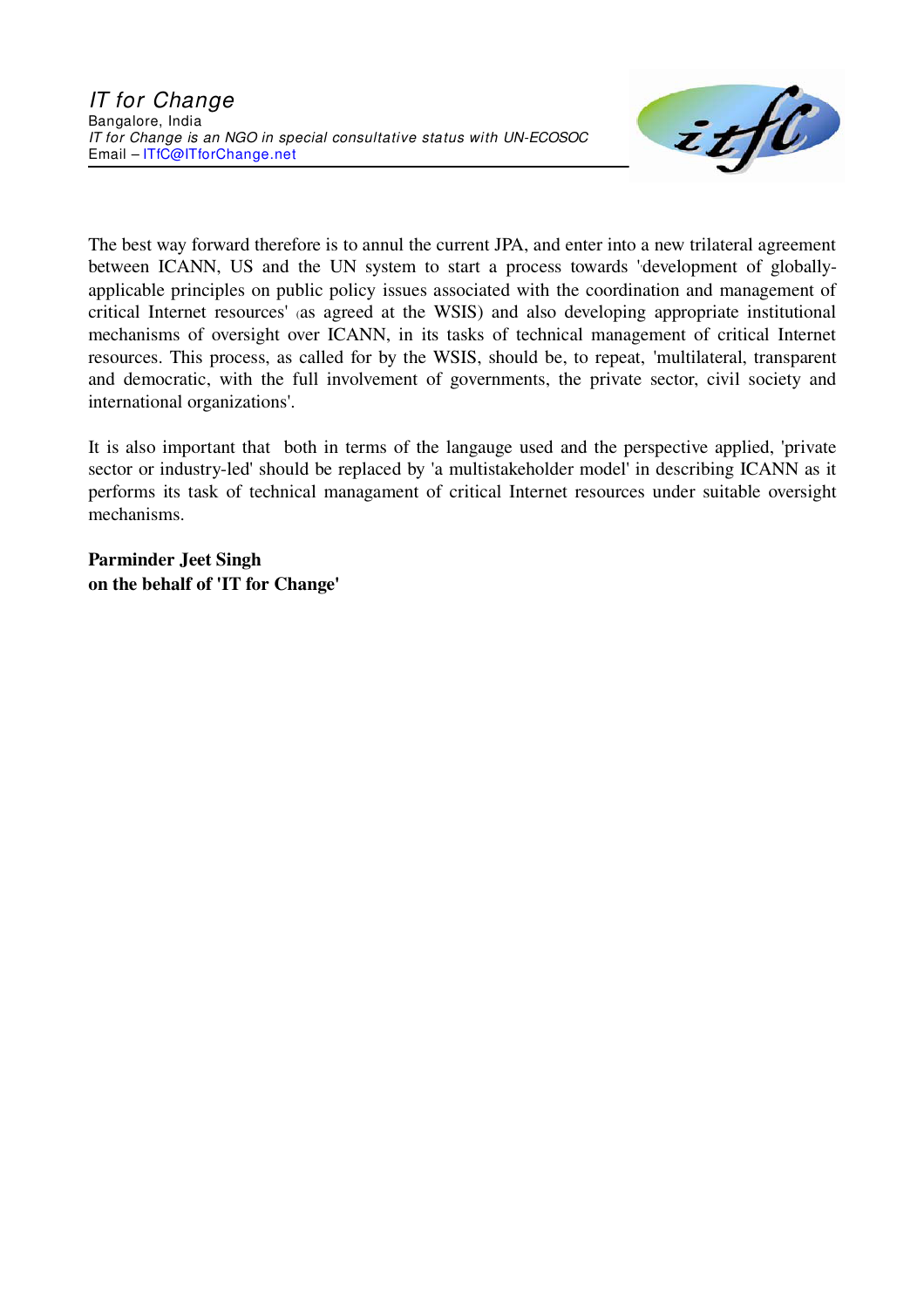The best way forward therefore is to annul the current JPA, and enter into a new trilateral agreement between ICANN, US and the UN system to start a process towards 'development of globally-applicable principles on public policy issues associated with the coordination and management of critical Internet resources' (as agreed at the WSIS) and also developing appropriate institutional mechanisms of oversight over ICANN, in its tasks of technical management of critical Internet resources. This process, as called for by the WSIS, should be, to repeat, 'multilateral, transparent and democratic, with the full involvement of governments, the private sector, civil society and international organizations'.

It is also important that both in terms of the langauge used and the perspective applied, 'private sector or industry-led' should be replaced by 'a multistakeholder model' in describing ICANN as it performs its task of technical managament of critical Internet resources under suitable oversight mechanisms.

**Parminder Jeet Singh**
**on the behalf of 'IT for Change'**